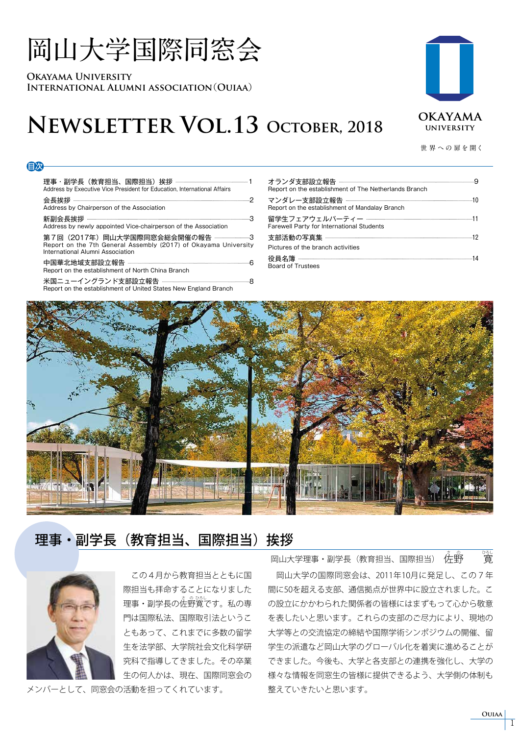# 岡山大学国際同窓会

OKAYAMA UNIVERSITY
INTERNATIONAL ALUMNI ASSOCIATION (OUIAA)

## NEWSLETTER VOL.13 OCTOBER, 2018

OKAYAMA UNIVERSITY
世界への扉を開く

### 目次

- 理事・副学長（教育担当、国際担当）挨拶 …… 1
  Address by Executive Vice President for Education, International Affairs
- 会長挨拶 …… 2
  Address by Chairperson of the Association
- 新副会長挨拶 …… 3
  Address by newly appointed Vice-chairperson of the Association
- 第７回（2017年）岡山大学国際同窓会総会開催の報告 …… 3
  Report on the 7th General Assembly (2017) of Okayama University International Alumni Association
- 中国華北地域支部設立報告 …… 6
  Report on the establishment of North China Branch
- 米国ニューイングランド支部設立報告 …… 8
  Report on the establishment of United States New England Branch
- オランダ支部設立報告 …… 9
  Report on the establishment of The Netherlands Branch
- マンダレー支部設立報告 …… 10
  Report on the establishment of Mandalay Branch
- 留学生フェアウェルパーティー …… 11
  Farewell Party for International Students
- 支部活動の写真集 …… 12
  Pictures of the branch activities
- 役員名簿 …… 14
  Board of Trustees

## 理事・副学長（教育担当、国際担当）挨拶

岡山大学理事・副学長（教育担当、国際担当）　佐野　寛

この４月から教育担当とともに国際担当も拝命することになりました理事・副学長の佐野寛です。私の専門は国際私法、国際取引法ということもあって、これまでに多数の留学生を法学部、大学院社会文化科学研究科で指導してきました。その卒業生の何人かは、現在、国際同窓会のメンバーとして、同窓会の活動を担ってくれています。

岡山大学の国際同窓会は、2011年10月に発足し、この７年間に50を超える支部、通信拠点が世界中に設立されました。この設立にかかわられた関係者の皆様にはまずもって心から敬意を表したいと思います。これらの支部のご尽力により、現地の大学等との交流協定の締結や国際学術シンポジウムの開催、留学生の派遣など岡山大学のグローバル化を着実に進めることができました。今後も、大学と各支部との連携を強化し、大学の様々な情報を同窓生の皆様に提供できるよう、大学側の体制も整えていきたいと思います。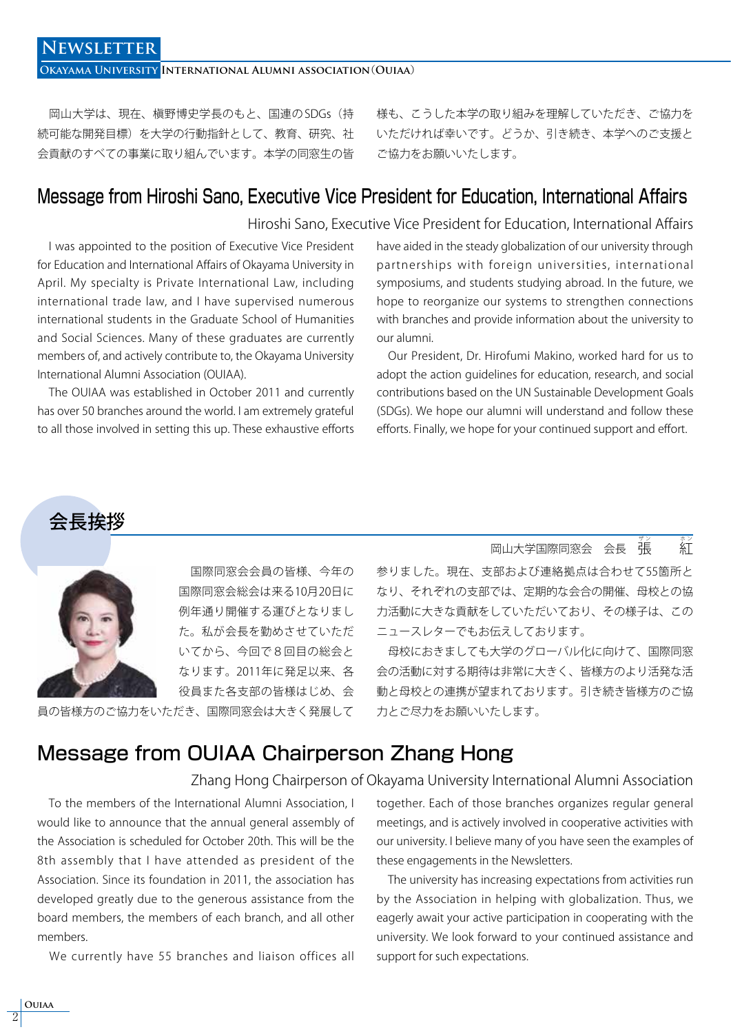岡山大学は、現在、槇野博史学長のもと、国連のSDGs（持続可能な開発目標）を大学の行動指針として、教育、研究、社会貢献のすべての事業に取り組んでいます。本学の同窓生の皆様も、こうした本学の取り組みを理解していただき、ご協力をいただければ幸いです。どうか、引き続き、本学へのご支援とご協力をお願いいたします。

## Message from Hiroshi Sano, Executive Vice President for Education, International Affairs

Hiroshi Sano, Executive Vice President for Education, International Affairs

I was appointed to the position of Executive Vice President for Education and International Affairs of Okayama University in April. My specialty is Private International Law, including international trade law, and I have supervised numerous international students in the Graduate School of Humanities and Social Sciences. Many of these graduates are currently members of, and actively contribute to, the Okayama University International Alumni Association (OUIAA).

The OUIAA was established in October 2011 and currently has over 50 branches around the world. I am extremely grateful to all those involved in setting this up. These exhaustive efforts have aided in the steady globalization of our university through partnerships with foreign universities, international symposiums, and students studying abroad. In the future, we hope to reorganize our systems to strengthen connections with branches and provide information about the university to our alumni.

Our President, Dr. Hirofumi Makino, worked hard for us to adopt the action guidelines for education, research, and social contributions based on the UN Sustainable Development Goals (SDGs). We hope our alumni will understand and follow these efforts. Finally, we hope for your continued support and effort.

## 会長挨拶

岡山大学国際同窓会　会長　張（ザン）　紅（ホン）

国際同窓会会員の皆様、今年の国際同窓会総会は来る10月20日に例年通り開催する運びとなりました。私が会長を勤めさせていただいてから、今回で８回目の総会となります。2011年に発足以来、各役員また各支部の皆様はじめ、会員の皆様方のご協力をいただき、国際同窓会は大きく発展して参りました。現在、支部および連絡拠点は合わせて55箇所となり、それぞれの支部では、定期的な会合の開催、母校との協力活動に大きな貢献をしていただいており、その様子は、このニュースレターでもお伝えしております。

母校におきましても大学のグローバル化に向けて、国際同窓会の活動に対する期待は非常に大きく、皆様方のより活発な活動と母校との連携が望まれております。引き続き皆様方のご協力とご尽力をお願いいたします。

## Message from OUIAA Chairperson Zhang Hong

Zhang Hong Chairperson of Okayama University International Alumni Association

To the members of the International Alumni Association, I would like to announce that the annual general assembly of the Association is scheduled for October 20th. This will be the 8th assembly that I have attended as president of the Association. Since its foundation in 2011, the association has developed greatly due to the generous assistance from the board members, the members of each branch, and all other members.

We currently have 55 branches and liaison offices all together. Each of those branches organizes regular general meetings, and is actively involved in cooperative activities with our university. I believe many of you have seen the examples of these engagements in the Newsletters.

The university has increasing expectations from activities run by the Association in helping with globalization. Thus, we eagerly await your active participation in cooperating with the university. We look forward to your continued assistance and support for such expectations.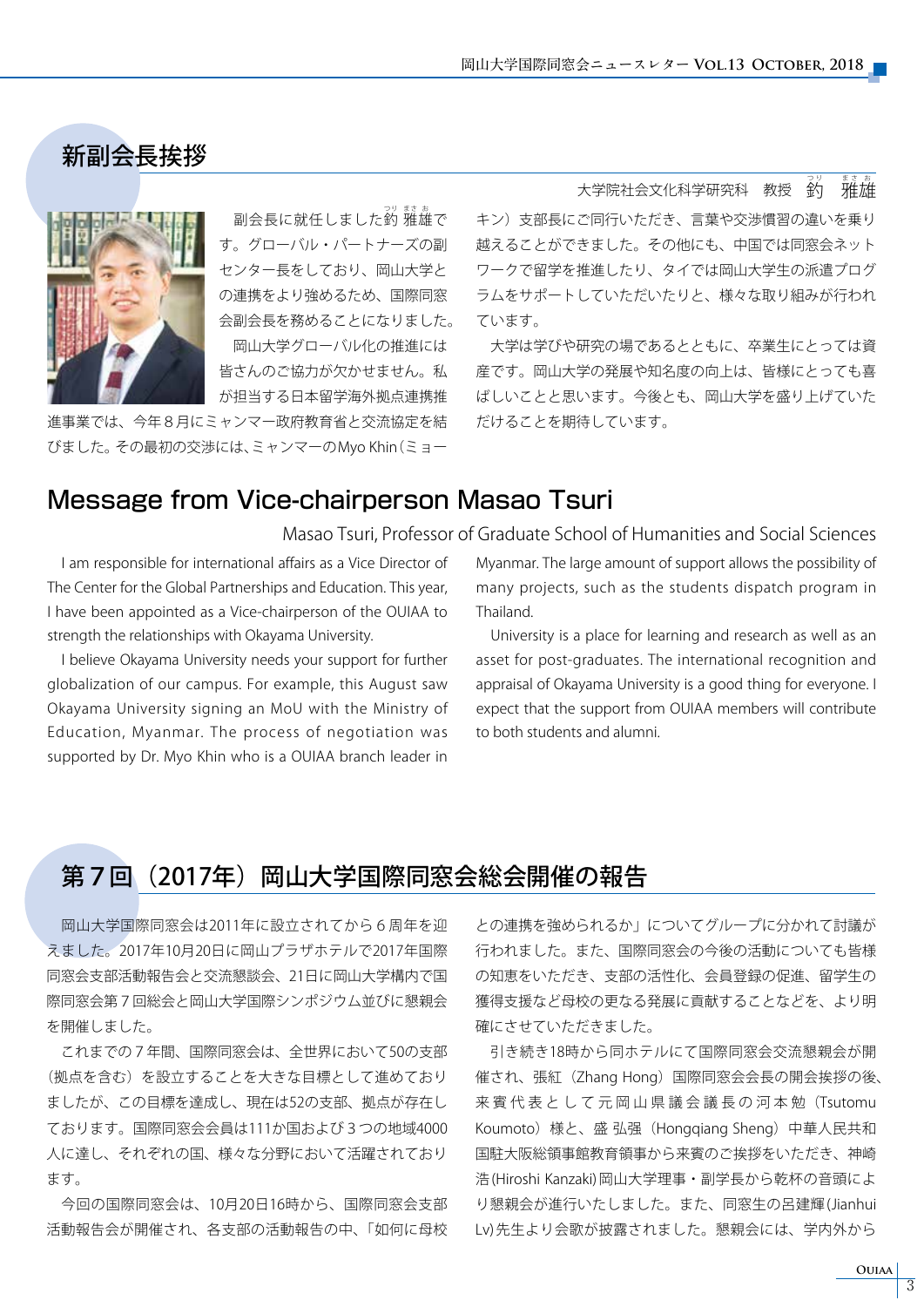## 新副会長挨拶

大学院社会文化科学研究科　教授　釣　雅雄

副会長に就任しました釣 雅雄です。グローバル・パートナーズの副センター長をしており、岡山大学との連携をより強めるため、国際同窓会副会長を務めることになりました。

岡山大学グローバル化の推進には皆さんのご協力が欠かせません。私が担当する日本留学海外拠点連携推進事業では、今年８月にミャンマー政府教育省と交流協定を結びました。その最初の交渉には、ミャンマーのMyo Khin（ミョーキン）支部長にご同行いただき、言葉や交渉慣習の違いを乗り越えることができました。その他にも、中国では同窓会ネットワークで留学を推進したり、タイでは岡山大学生の派遣プログラムをサポートしていただいたりと、様々な取り組みが行われています。

大学は学びや研究の場であるとともに、卒業生にとっては資産です。岡山大学の発展や知名度の向上は、皆様にとっても喜ばしいことと思います。今後とも、岡山大学を盛り上げていただけることを期待しています。

## Message from Vice-chairperson Masao Tsuri

Masao Tsuri, Professor of Graduate School of Humanities and Social Sciences

I am responsible for international affairs as a Vice Director of The Center for the Global Partnerships and Education. This year, I have been appointed as a Vice-chairperson of the OUIAA to strength the relationships with Okayama University.

I believe Okayama University needs your support for further globalization of our campus. For example, this August saw Okayama University signing an MoU with the Ministry of Education, Myanmar. The process of negotiation was supported by Dr. Myo Khin who is a OUIAA branch leader in Myanmar. The large amount of support allows the possibility of many projects, such as the students dispatch program in Thailand.

University is a place for learning and research as well as an asset for post-graduates. The international recognition and appraisal of Okayama University is a good thing for everyone. I expect that the support from OUIAA members will contribute to both students and alumni.

## 第７回（2017年）岡山大学国際同窓会総会開催の報告

岡山大学国際同窓会は2011年に設立されてから６周年を迎えました。2017年10月20日に岡山プラザホテルで2017年国際同窓会支部活動報告会と交流懇談会、21日に岡山大学構内で国際同窓会第７回総会と岡山大学国際シンポジウム並びに懇親会を開催しました。

これまでの７年間、国際同窓会は、全世界において50の支部（拠点を含む）を設立することを大きな目標として進めておりましたが、この目標を達成し、現在は52の支部、拠点が存在しております。国際同窓会会員は111か国および３つの地域4000人に達し、それぞれの国、様々な分野において活躍されております。

今回の国際同窓会は、10月20日16時から、国際同窓会支部活動報告会が開催され、各支部の活動報告の中、「如何に母校との連携を強められるか」についてグループに分かれて討議が行われました。また、国際同窓会の今後の活動についても皆様の知恵をいただき、支部の活性化、会員登録の促進、留学生の獲得支援など母校の更なる発展に貢献することなどを、より明確にさせていただきました。

引き続き18時から同ホテルにて国際同窓会交流懇親会が開催され、張紅（Zhang Hong）国際同窓会会長の開会挨拶の後、来賓代表として元岡山県議会議長の河本勉（Tsutomu Koumoto）様と、盛弘强（Hongqiang Sheng）中華人民共和国駐大阪総領事館教育領事から来賓のご挨拶をいただき、神崎浩(Hiroshi Kanzaki)岡山大学理事・副学長から乾杯の音頭により懇親会が進行いたしました。また、同窓生の呂建輝(Jianhui Lv)先生より会歌が披露されました。懇親会には、学内外から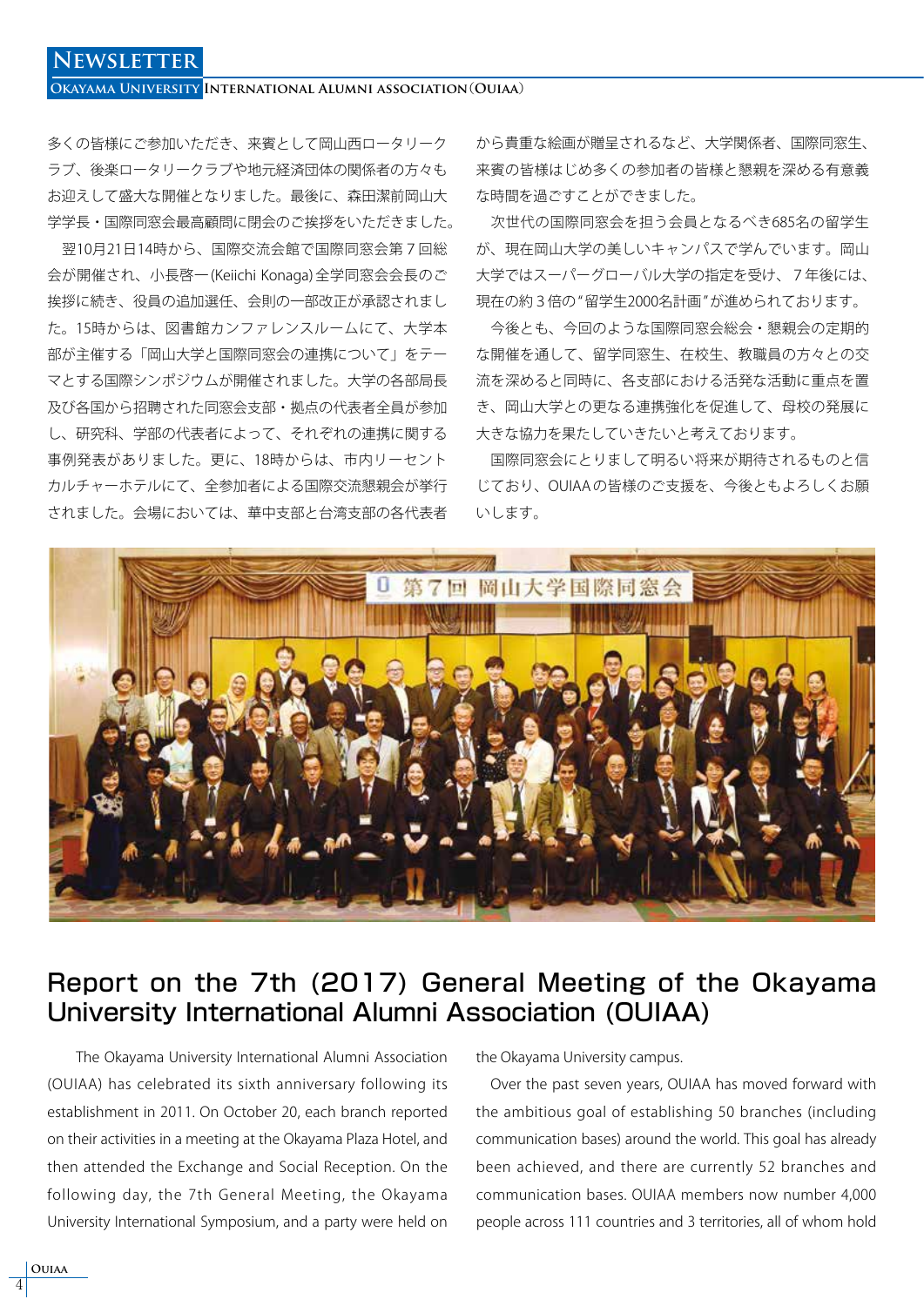多くの皆様にご参加いただき、来賓として岡山西ロータリークラブ、後楽ロータリークラブや地元経済団体の関係者の方々もお迎えして盛大な開催となりました。最後に、森田潔前岡山大学学長・国際同窓会最高顧問に閉会のご挨拶をいただきました。

翌10月21日14時から、国際交流会館で国際同窓会第７回総会が開催され、小長啓一(Keiichi Konaga)全学同窓会会長のご挨拶に続き、役員の追加選任、会則の一部改正が承認されました。15時からは、図書館カンファレンスルームにて、大学本部が主催する「岡山大学と国際同窓会の連携について」をテーマとする国際シンポジウムが開催されました。大学の各部局長及び各国から招聘された同窓会支部・拠点の代表者全員が参加し、研究科、学部の代表者によって、それぞれの連携に関する事例発表がありました。更に、18時からは、市内リーセントカルチャーホテルにて、全参加者による国際交流懇親会が挙行されました。会場においては、華中支部と台湾支部の各代表者から貴重な絵画が贈呈されるなど、大学関係者、国際同窓生、来賓の皆様はじめ多くの参加者の皆様と懇親を深める有意義な時間を過ごすことができました。

次世代の国際同窓会を担う会員となるべき685名の留学生が、現在岡山大学の美しいキャンパスで学んでいます。岡山大学ではスーパーグローバル大学の指定を受け、７年後には、現在の約３倍の"留学生2000名計画"が進められております。

今後とも、今回のような国際同窓会総会・懇親会の定期的な開催を通して、留学同窓生、在校生、教職員の方々との交流を深めると同時に、各支部における活発な活動に重点を置き、岡山大学との更なる連携強化を促進して、母校の発展に大きな協力を果たしていきたいと考えております。

国際同窓会にとりまして明るい将来が期待されるものと信じており、OUIAAの皆様のご支援を、今後ともよろしくお願いします。

# Report on the 7th (2017) General Meeting of the Okayama University International Alumni Association (OUIAA)

The Okayama University International Alumni Association (OUIAA) has celebrated its sixth anniversary following its establishment in 2011. On October 20, each branch reported on their activities in a meeting at the Okayama Plaza Hotel, and then attended the Exchange and Social Reception. On the following day, the 7th General Meeting, the Okayama University International Symposium, and a party were held on the Okayama University campus.

Over the past seven years, OUIAA has moved forward with the ambitious goal of establishing 50 branches (including communication bases) around the world. This goal has already been achieved, and there are currently 52 branches and communication bases. OUIAA members now number 4,000 people across 111 countries and 3 territories, all of whom hold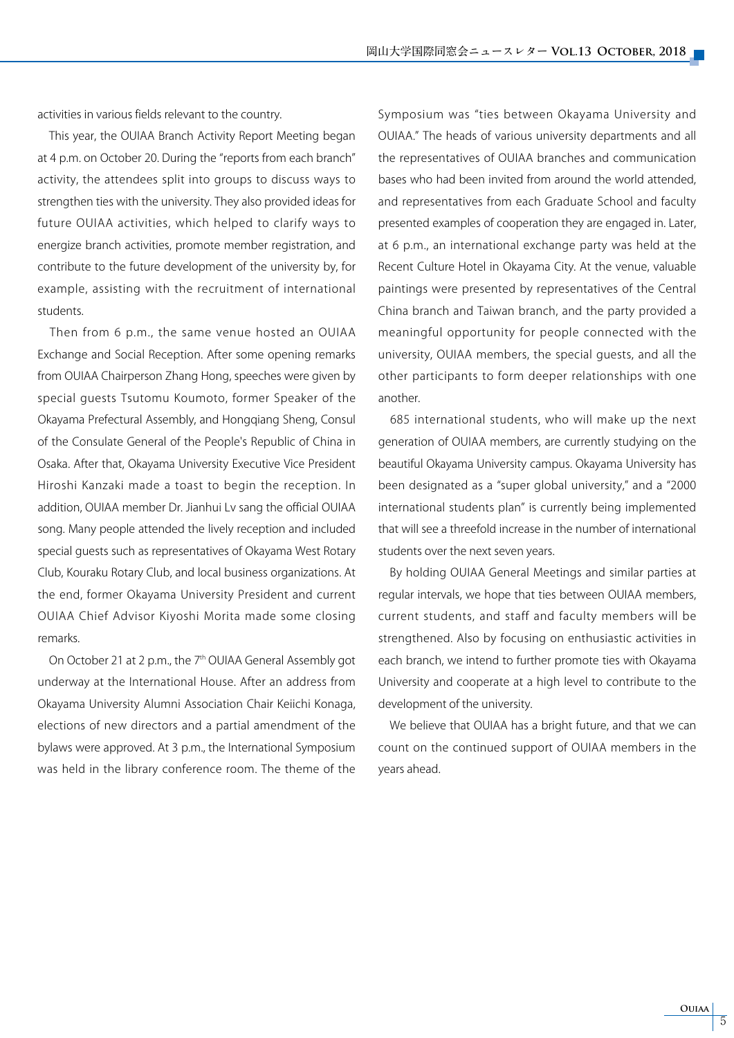activities in various fields relevant to the country.

This year, the OUIAA Branch Activity Report Meeting began at 4 p.m. on October 20. During the "reports from each branch" activity, the attendees split into groups to discuss ways to strengthen ties with the university. They also provided ideas for future OUIAA activities, which helped to clarify ways to energize branch activities, promote member registration, and contribute to the future development of the university by, for example, assisting with the recruitment of international students.

Then from 6 p.m., the same venue hosted an OUIAA Exchange and Social Reception. After some opening remarks from OUIAA Chairperson Zhang Hong, speeches were given by special guests Tsutomu Koumoto, former Speaker of the Okayama Prefectural Assembly, and Hongqiang Sheng, Consul of the Consulate General of the People's Republic of China in Osaka. After that, Okayama University Executive Vice President Hiroshi Kanzaki made a toast to begin the reception. In addition, OUIAA member Dr. Jianhui Lv sang the official OUIAA song. Many people attended the lively reception and included special guests such as representatives of Okayama West Rotary Club, Kouraku Rotary Club, and local business organizations. At the end, former Okayama University President and current OUIAA Chief Advisor Kiyoshi Morita made some closing remarks.

On October 21 at 2 p.m., the 7th OUIAA General Assembly got underway at the International House. After an address from Okayama University Alumni Association Chair Keiichi Konaga, elections of new directors and a partial amendment of the bylaws were approved. At 3 p.m., the International Symposium was held in the library conference room. The theme of the Symposium was "ties between Okayama University and OUIAA." The heads of various university departments and all the representatives of OUIAA branches and communication bases who had been invited from around the world attended, and representatives from each Graduate School and faculty presented examples of cooperation they are engaged in. Later, at 6 p.m., an international exchange party was held at the Recent Culture Hotel in Okayama City. At the venue, valuable paintings were presented by representatives of the Central China branch and Taiwan branch, and the party provided a meaningful opportunity for people connected with the university, OUIAA members, the special guests, and all the other participants to form deeper relationships with one another.

685 international students, who will make up the next generation of OUIAA members, are currently studying on the beautiful Okayama University campus. Okayama University has been designated as a "super global university," and a "2000 international students plan" is currently being implemented that will see a threefold increase in the number of international students over the next seven years.

By holding OUIAA General Meetings and similar parties at regular intervals, we hope that ties between OUIAA members, current students, and staff and faculty members will be strengthened. Also by focusing on enthusiastic activities in each branch, we intend to further promote ties with Okayama University and cooperate at a high level to contribute to the development of the university.

We believe that OUIAA has a bright future, and that we can count on the continued support of OUIAA members in the years ahead.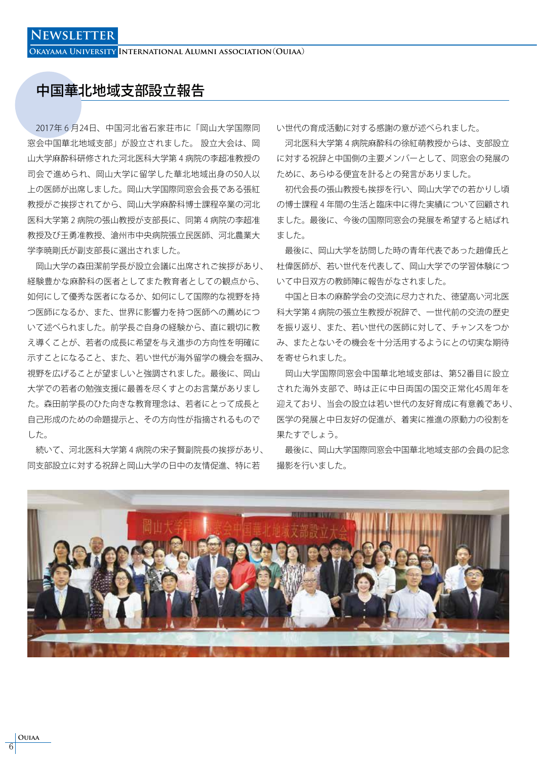# 中国華北地域支部設立報告

2017年６月24日、中国河北省石家荘市に「岡山大学国際同窓会中国華北地域支部」が設立されました。 設立大会は、岡山大学麻酔科研修された河北医科大学第４病院の李超准教授の司会で進められ、岡山大学に留学した華北地域出身の50人以上の医師が出席しました。岡山大学国際同窓会会長である張紅教授がご挨拶されてから、岡山大学麻酔科博士課程卒業の河北医科大学第２病院の張山教授が支部長に、同第４病院の李超准教授及び王勇准教授、滄州市中央病院張立民医師、河北農業大学李暁剛氏が副支部長に選出されました。

岡山大学の森田潔前学長が設立会議に出席されご挨拶があり、経験豊かな麻酔科の医者としてまた教育者としての観点から、如何にして優秀な医者になるか、如何にして国際的な視野を持つ医師になるか、また、世界に影響力を持つ医師への薦めについて述べられました。前学長ご自身の経験から、直に親切に教え導くことが、若者の成長に希望を与え進歩の方向性を明確に示すことになること、また、若い世代が海外留学の機会を掴み、視野を広げることが望ましいと強調されました。最後に、岡山大学での若者の勉強支援に最善を尽くすとのお言葉がありました。森田前学長のひた向きな教育理念は、若者にとって成長と自己形成のための命題提示と、その方向性が指摘されるものでした。

続いて、河北医科大学第４病院の宋子賢副院長の挨拶があり、同支部設立に対する祝辞と岡山大学の日中の友情促進、特に若い世代の育成活動に対する感謝の意が述べられました。

河北医科大学第４病院麻酔科の徐紅萌教授からは、支部設立に対する祝辞と中国側の主要メンバーとして、同窓会の発展のために、あらゆる便宜を計るとの発言がありました。

初代会長の張山教授も挨拶を行い、岡山大学での若かりし頃の博士課程４年間の生活と臨床中に得た実績について回顧されました。最後に、今後の国際同窓会の発展を希望すると結ばれました。

最後に、岡山大学を訪問した時の青年代表であった趙偉氏と杜偉医師が、若い世代を代表して、岡山大学での学習体験について中日双方の教師陣に報告がなされました。

中国と日本の麻酔学会の交流に尽力された、徳望高い河北医科大学第４病院の張立生教授が祝辞で、一世代前の交流の歴史を振り返り、また、若い世代の医師に対して、チャンスをつかみ、またとないその機会を十分活用するようにとの切実な期待を寄せられました。

岡山大学国際同窓会中国華北地域支部は、第52番目に設立された海外支部で、時は正に中日両国の国交正常化45周年を迎えており、当会の設立は若い世代の友好育成に有意義であり、医学の発展と中日友好の促進が、着実に推進の原動力の役割を果たすでしょう。

最後に、岡山大学国際同窓会中国華北地域支部の会員の記念撮影を行いました。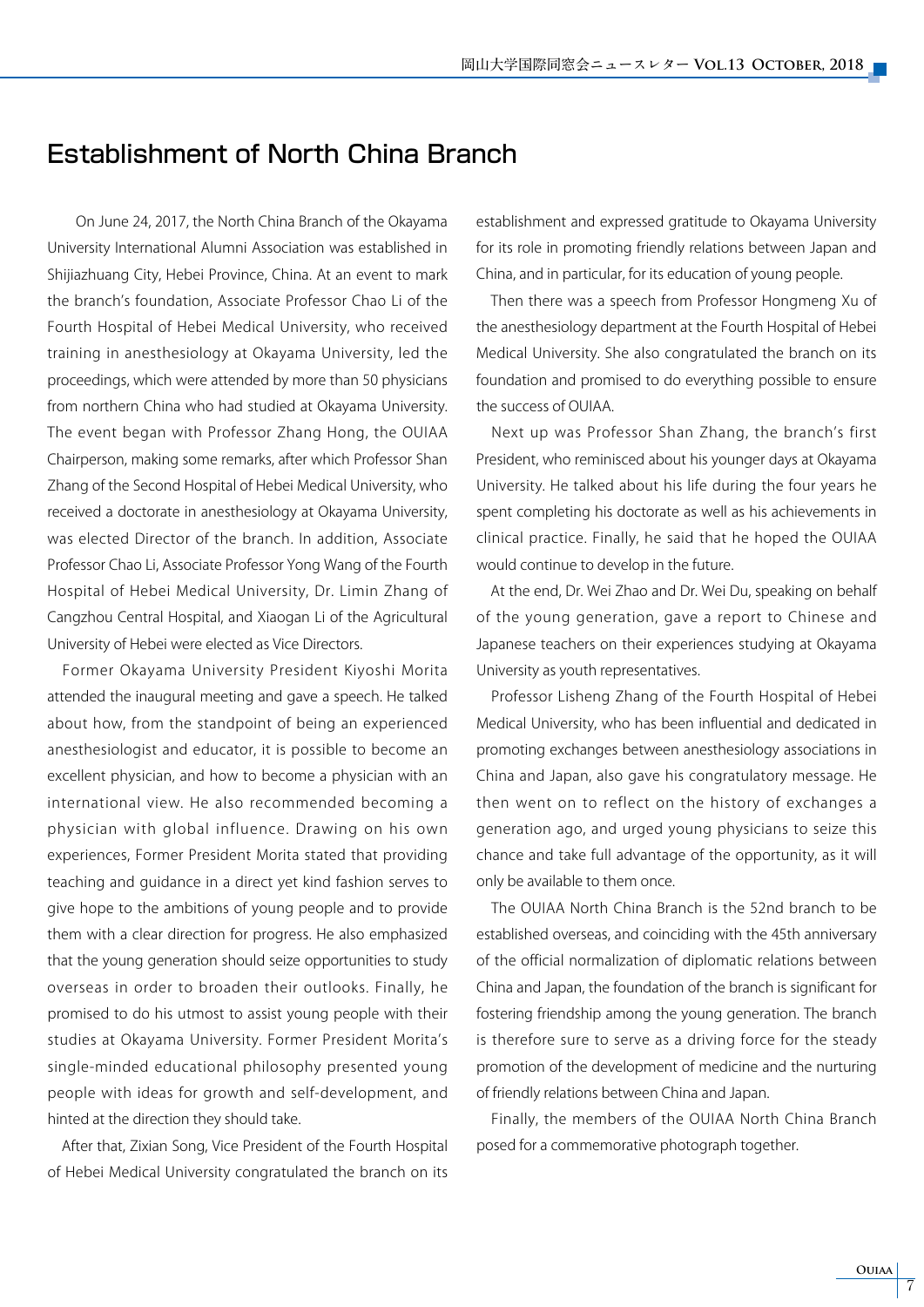# Establishment of North China Branch

On June 24, 2017, the North China Branch of the Okayama University International Alumni Association was established in Shijiazhuang City, Hebei Province, China. At an event to mark the branch's foundation, Associate Professor Chao Li of the Fourth Hospital of Hebei Medical University, who received training in anesthesiology at Okayama University, led the proceedings, which were attended by more than 50 physicians from northern China who had studied at Okayama University. The event began with Professor Zhang Hong, the OUIAA Chairperson, making some remarks, after which Professor Shan Zhang of the Second Hospital of Hebei Medical University, who received a doctorate in anesthesiology at Okayama University, was elected Director of the branch. In addition, Associate Professor Chao Li, Associate Professor Yong Wang of the Fourth Hospital of Hebei Medical University, Dr. Limin Zhang of Cangzhou Central Hospital, and Xiaogan Li of the Agricultural University of Hebei were elected as Vice Directors.

Former Okayama University President Kiyoshi Morita attended the inaugural meeting and gave a speech. He talked about how, from the standpoint of being an experienced anesthesiologist and educator, it is possible to become an excellent physician, and how to become a physician with an international view. He also recommended becoming a physician with global influence. Drawing on his own experiences, Former President Morita stated that providing teaching and guidance in a direct yet kind fashion serves to give hope to the ambitions of young people and to provide them with a clear direction for progress. He also emphasized that the young generation should seize opportunities to study overseas in order to broaden their outlooks. Finally, he promised to do his utmost to assist young people with their studies at Okayama University. Former President Morita's single-minded educational philosophy presented young people with ideas for growth and self-development, and hinted at the direction they should take.

After that, Zixian Song, Vice President of the Fourth Hospital of Hebei Medical University congratulated the branch on its establishment and expressed gratitude to Okayama University for its role in promoting friendly relations between Japan and China, and in particular, for its education of young people.

Then there was a speech from Professor Hongmeng Xu of the anesthesiology department at the Fourth Hospital of Hebei Medical University. She also congratulated the branch on its foundation and promised to do everything possible to ensure the success of OUIAA.

Next up was Professor Shan Zhang, the branch's first President, who reminisced about his younger days at Okayama University. He talked about his life during the four years he spent completing his doctorate as well as his achievements in clinical practice. Finally, he said that he hoped the OUIAA would continue to develop in the future.

At the end, Dr. Wei Zhao and Dr. Wei Du, speaking on behalf of the young generation, gave a report to Chinese and Japanese teachers on their experiences studying at Okayama University as youth representatives.

Professor Lisheng Zhang of the Fourth Hospital of Hebei Medical University, who has been influential and dedicated in promoting exchanges between anesthesiology associations in China and Japan, also gave his congratulatory message. He then went on to reflect on the history of exchanges a generation ago, and urged young physicians to seize this chance and take full advantage of the opportunity, as it will only be available to them once.

The OUIAA North China Branch is the 52nd branch to be established overseas, and coinciding with the 45th anniversary of the official normalization of diplomatic relations between China and Japan, the foundation of the branch is significant for fostering friendship among the young generation. The branch is therefore sure to serve as a driving force for the steady promotion of the development of medicine and the nurturing of friendly relations between China and Japan.

Finally, the members of the OUIAA North China Branch posed for a commemorative photograph together.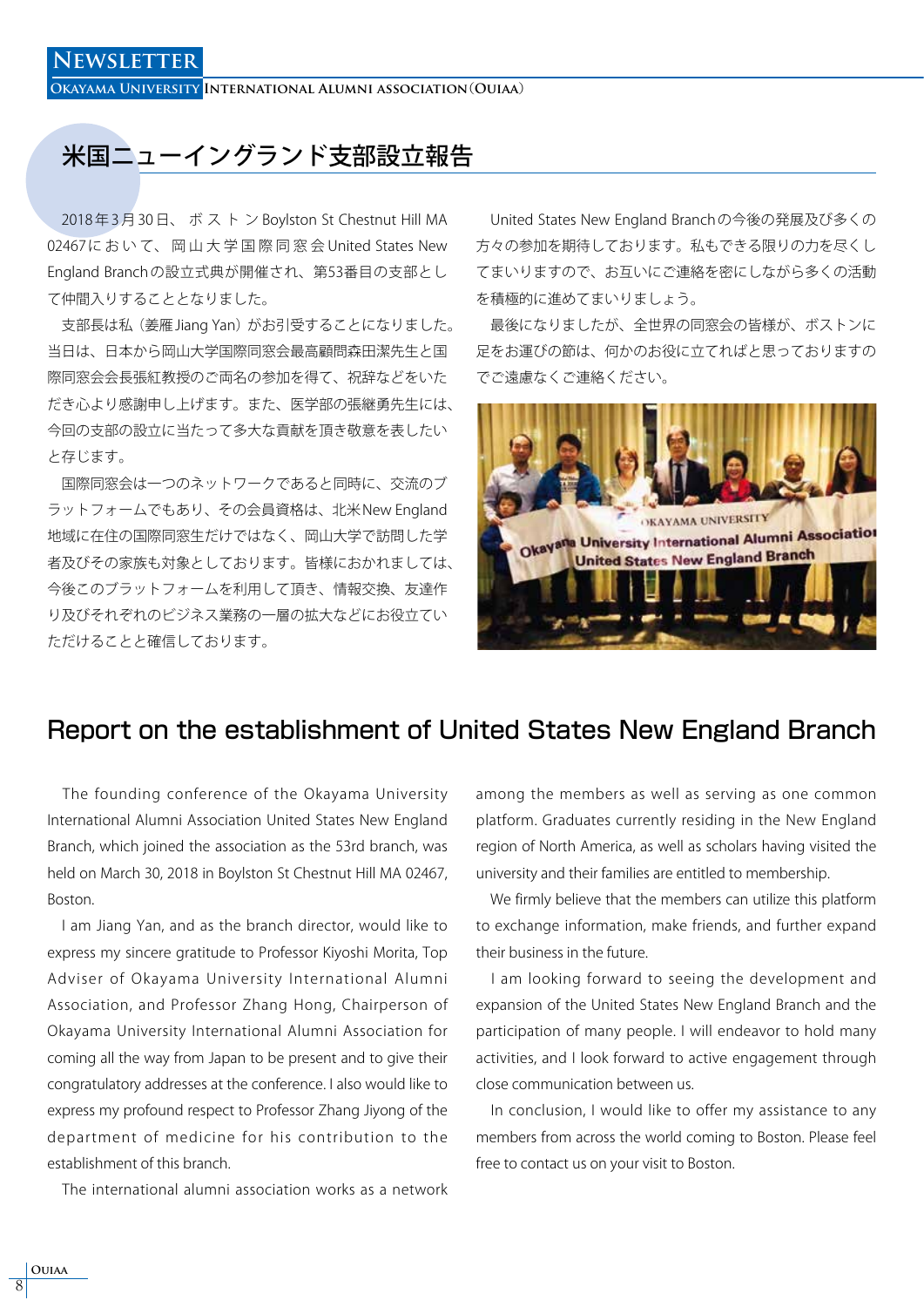## 米国ニューイングランド支部設立報告

2018年3月30日、ボストンBoylston St Chestnut Hill MA 02467において、岡山大学国際同窓会United States New England Branchの設立式典が開催され、第53番目の支部として仲間入りすることとなりました。

支部長は私（姜雁Jiang Yan）がお引受することになりました。当日は、日本から岡山大学国際同窓会最高顧問森田潔先生と国際同窓会会長張紅教授のご両名の参加を得て、祝辞などをいただき心より感謝申し上げます。また、医学部の張継勇先生には、今回の支部の設立に当たって多大な貢献を頂き敬意を表したいと存じます。

国際同窓会は一つのネットワークであると同時に、交流のプラットフォームでもあり、その会員資格は、北米New England地域に在住の国際同窓生だけではなく、岡山大学で訪問した学者及びその家族も対象としております。皆様におかれましては、今後このプラットフォームを利用して頂き、情報交換、友達作り及びそれぞれのビジネス業務の一層の拡大などにお役立ていただけることと確信しております。

United States New England Branchの今後の発展及び多くの方々の参加を期待しております。私もできる限りの力を尽くしてまいりますので、お互いにご連絡を密にしながら多くの活動を積極的に進めてまいりましょう。

最後になりましたが、全世界の同窓会の皆様が、ボストンに足をお運びの節は、何かのお役に立てればと思っておりますのでご遠慮なくご連絡ください。

## Report on the establishment of United States New England Branch

The founding conference of the Okayama University International Alumni Association United States New England Branch, which joined the association as the 53rd branch, was held on March 30, 2018 in Boylston St Chestnut Hill MA 02467, Boston.

I am Jiang Yan, and as the branch director, would like to express my sincere gratitude to Professor Kiyoshi Morita, Top Adviser of Okayama University International Alumni Association, and Professor Zhang Hong, Chairperson of Okayama University International Alumni Association for coming all the way from Japan to be present and to give their congratulatory addresses at the conference. I also would like to express my profound respect to Professor Zhang Jiyong of the department of medicine for his contribution to the establishment of this branch.

The international alumni association works as a network among the members as well as serving as one common platform. Graduates currently residing in the New England region of North America, as well as scholars having visited the university and their families are entitled to membership.

We firmly believe that the members can utilize this platform to exchange information, make friends, and further expand their business in the future.

I am looking forward to seeing the development and expansion of the United States New England Branch and the participation of many people. I will endeavor to hold many activities, and I look forward to active engagement through close communication between us.

In conclusion, I would like to offer my assistance to any members from across the world coming to Boston. Please feel free to contact us on your visit to Boston.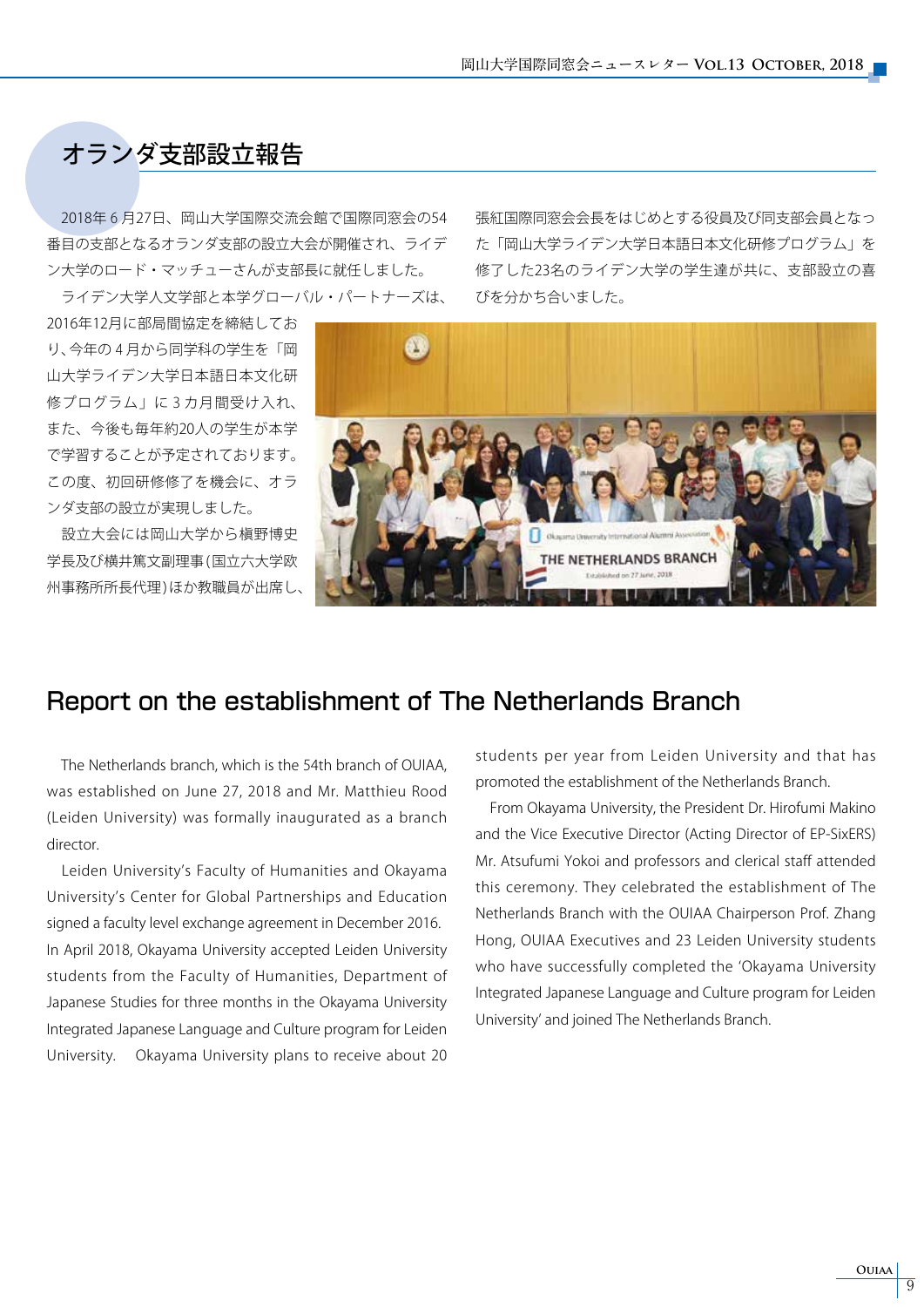## オランダ支部設立報告

2018年６月27日、岡山大学国際交流会館で国際同窓会の54番目の支部となるオランダ支部の設立大会が開催され、ライデン大学のロード・マッチューさんが支部長に就任しました。

ライデン大学人文学部と本学グローバル・パートナーズは、2016年12月に部局間協定を締結しており、今年の４月から同学科の学生を「岡山大学ライデン大学日本語日本文化研修プログラム」に３カ月間受け入れ、また、今後も毎年約20人の学生が本学で学習することが予定されております。この度、初回研修修了を機会に、オランダ支部の設立が実現しました。

設立大会には岡山大学から槇野博史学長及び横井篤文副理事（国立六大学欧州事務所所長代理）ほか教職員が出席し、張紅国際同窓会会長をはじめとする役員及び同支部会員となった「岡山大学ライデン大学日本語日本文化研修プログラム」を修了した23名のライデン大学の学生達が共に、支部設立の喜びを分かち合いました。

## Report on the establishment of The Netherlands Branch

The Netherlands branch, which is the 54th branch of OUIAA, was established on June 27, 2018 and Mr. Matthieu Rood (Leiden University) was formally inaugurated as a branch director.

Leiden University's Faculty of Humanities and Okayama University's Center for Global Partnerships and Education signed a faculty level exchange agreement in December 2016. In April 2018, Okayama University accepted Leiden University students from the Faculty of Humanities, Department of Japanese Studies for three months in the Okayama University Integrated Japanese Language and Culture program for Leiden University. Okayama University plans to receive about 20 students per year from Leiden University and that has promoted the establishment of the Netherlands Branch.

From Okayama University, the President Dr. Hirofumi Makino and the Vice Executive Director (Acting Director of EP-SixERS) Mr. Atsufumi Yokoi and professors and clerical staff attended this ceremony. They celebrated the establishment of The Netherlands Branch with the OUIAA Chairperson Prof. Zhang Hong, OUIAA Executives and 23 Leiden University students who have successfully completed the 'Okayama University Integrated Japanese Language and Culture program for Leiden University' and joined The Netherlands Branch.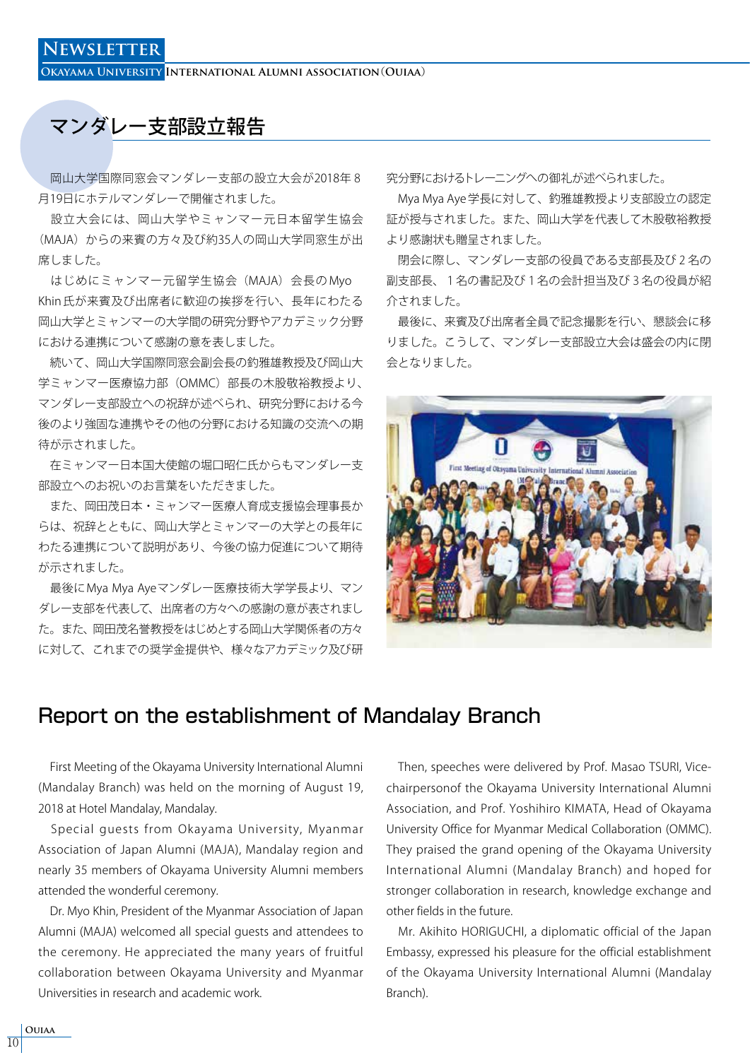# マンダレー支部設立報告

岡山大学国際同窓会マンダレー支部の設立大会が2018年８月19日にホテルマンダレーで開催されました。

設立大会には、岡山大学やミャンマー元日本留学生協会（MAJA）からの来賓の方々及び約35人の岡山大学同窓生が出席しました。

はじめにミャンマー元留学生協会（MAJA）会長のMyo Khin氏が来賓及び出席者に歓迎の挨拶を行い、長年にわたる岡山大学とミャンマーの大学間の研究分野やアカデミック分野における連携について感謝の意を表しました。

続いて、岡山大学国際同窓会副会長の釣雅雄教授及び岡山大学ミャンマー医療協力部（OMMC）部長の木股敬裕教授より、マンダレー支部設立への祝辞が述べられ、研究分野における今後のより強固な連携やその他の分野における知識の交流への期待が示されました。

在ミャンマー日本国大使館の堀口昭仁氏からもマンダレー支部設立へのお祝いのお言葉をいただきました。

また、岡田茂日本・ミャンマー医療人育成支援協会理事長からは、祝辞とともに、岡山大学とミャンマーの大学との長年にわたる連携について説明があり、今後の協力促進について期待が示されました。

最後にMya Mya Ayeマンダレー医療技術大学学長より、マンダレー支部を代表して、出席者の方々への感謝の意が表されました。また、岡田茂名誉教授をはじめとする岡山大学関係者の方々に対して、これまでの奨学金提供や、様々なアカデミック及び研究分野におけるトレーニングへの御礼が述べられました。

Mya Mya Aye学長に対して、釣雅雄教授より支部設立の認定証が授与されました。また、岡山大学を代表して木股敬裕教授より感謝状も贈呈されました。

閉会に際し、マンダレー支部の役員である支部長及び２名の副支部長、１名の書記及び１名の会計担当及び３名の役員が紹介されました。

最後に、来賓及び出席者全員で記念撮影を行い、懇談会に移りました。こうして、マンダレー支部設立大会は盛会の内に閉会となりました。

# Report on the establishment of Mandalay Branch

First Meeting of the Okayama University International Alumni (Mandalay Branch) was held on the morning of August 19, 2018 at Hotel Mandalay, Mandalay.

Special guests from Okayama University, Myanmar Association of Japan Alumni (MAJA), Mandalay region and nearly 35 members of Okayama University Alumni members attended the wonderful ceremony.

Dr. Myo Khin, President of the Myanmar Association of Japan Alumni (MAJA) welcomed all special guests and attendees to the ceremony. He appreciated the many years of fruitful collaboration between Okayama University and Myanmar Universities in research and academic work.

Then, speeches were delivered by Prof. Masao TSURI, Vice-chairpersonof the Okayama University International Alumni Association, and Prof. Yoshihiro KIMATA, Head of Okayama University Office for Myanmar Medical Collaboration (OMMC). They praised the grand opening of the Okayama University International Alumni (Mandalay Branch) and hoped for stronger collaboration in research, knowledge exchange and other fields in the future.

Mr. Akihito HORIGUCHI, a diplomatic official of the Japan Embassy, expressed his pleasure for the official establishment of the Okayama University International Alumni (Mandalay Branch).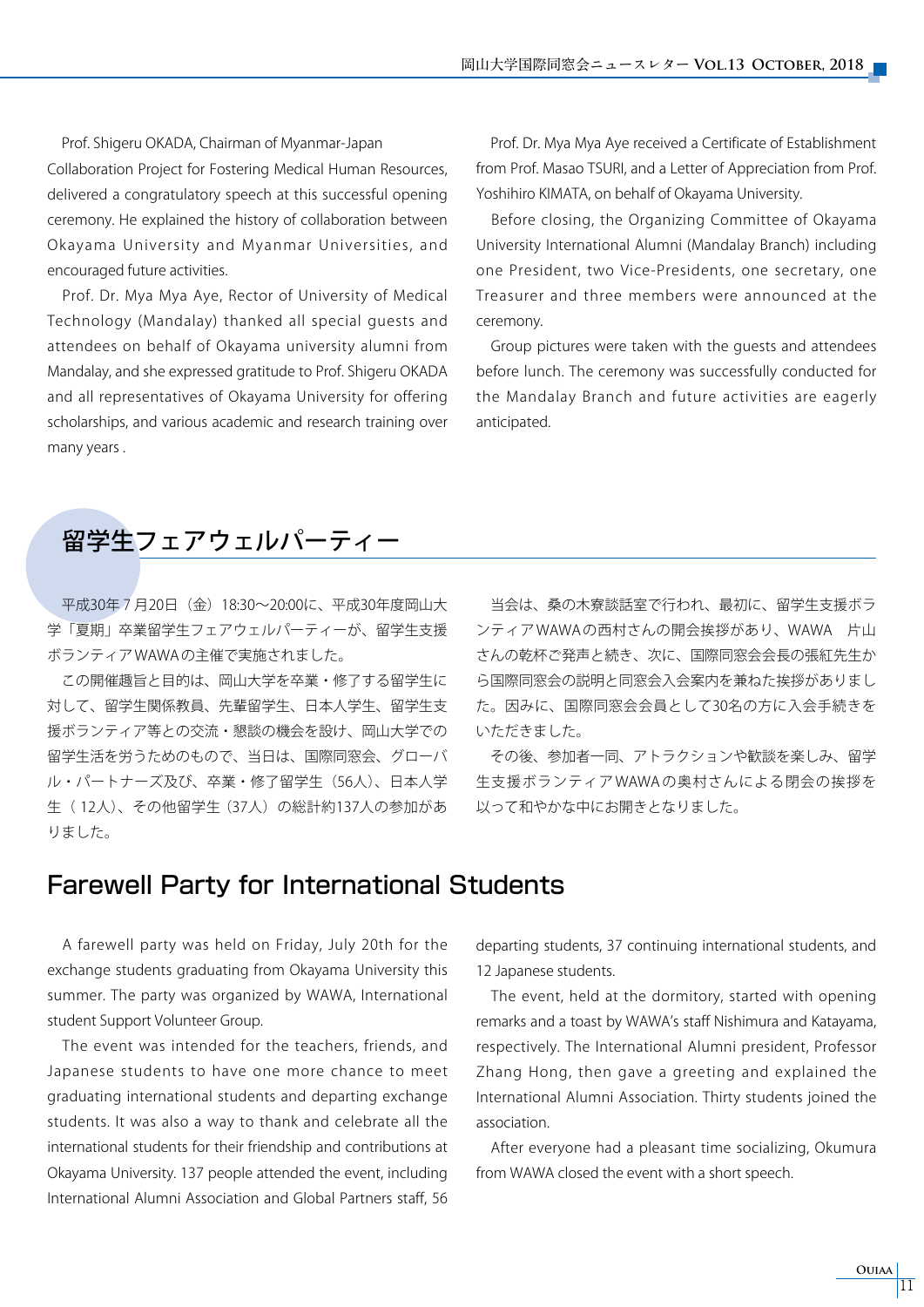Prof. Shigeru OKADA, Chairman of Myanmar-Japan Collaboration Project for Fostering Medical Human Resources, delivered a congratulatory speech at this successful opening ceremony. He explained the history of collaboration between Okayama University and Myanmar Universities, and encouraged future activities.

Prof. Dr. Mya Mya Aye, Rector of University of Medical Technology (Mandalay) thanked all special guests and attendees on behalf of Okayama university alumni from Mandalay, and she expressed gratitude to Prof. Shigeru OKADA and all representatives of Okayama University for offering scholarships, and various academic and research training over many years .

Prof. Dr. Mya Mya Aye received a Certificate of Establishment from Prof. Masao TSURI, and a Letter of Appreciation from Prof. Yoshihiro KIMATA, on behalf of Okayama University.

Before closing, the Organizing Committee of Okayama University International Alumni (Mandalay Branch) including one President, two Vice-Presidents, one secretary, one Treasurer and three members were announced at the ceremony.

Group pictures were taken with the guests and attendees before lunch. The ceremony was successfully conducted for the Mandalay Branch and future activities are eagerly anticipated.

## 留学生フェアウェルパーティー

平成30年７月20日（金）18:30〜20:00に、平成30年度岡山大学「夏期」卒業留学生フェアウェルパーティーが、留学生支援ボランティアWAWAの主催で実施されました。

この開催趣旨と目的は、岡山大学を卒業・修了する留学生に対して、留学生関係教員、先輩留学生、日本人学生、留学生支援ボランティア等との交流・懇談の機会を設け、岡山大学での留学生活を労うためのもので、当日は、国際同窓会、グローバル・パートナーズ及び、卒業・修了留学生（56人）、日本人学生（ 12人）、その他留学生（37人）の総計約137人の参加がありました。

当会は、桑の木寮談話室で行われ、最初に、留学生支援ボランティアWAWAの西村さんの開会挨拶があり、WAWA　片山さんの乾杯ご発声と続き、次に、国際同窓会会長の張紅先生から国際同窓会の説明と同窓会入会案内を兼ねた挨拶がありました。因みに、国際同窓会会員として30名の方に入会手続きをいただきました。

その後、参加者一同、アトラクションや歓談を楽しみ、留学生支援ボランティアWAWAの奥村さんによる閉会の挨拶を以って和やかな中にお開きとなりました。

## Farewell Party for International Students

A farewell party was held on Friday, July 20th for the exchange students graduating from Okayama University this summer. The party was organized by WAWA, International student Support Volunteer Group.

The event was intended for the teachers, friends, and Japanese students to have one more chance to meet graduating international students and departing exchange students. It was also a way to thank and celebrate all the international students for their friendship and contributions at Okayama University. 137 people attended the event, including International Alumni Association and Global Partners staff, 56 departing students, 37 continuing international students, and 12 Japanese students.

The event, held at the dormitory, started with opening remarks and a toast by WAWA's staff Nishimura and Katayama, respectively. The International Alumni president, Professor Zhang Hong, then gave a greeting and explained the International Alumni Association. Thirty students joined the association.

After everyone had a pleasant time socializing, Okumura from WAWA closed the event with a short speech.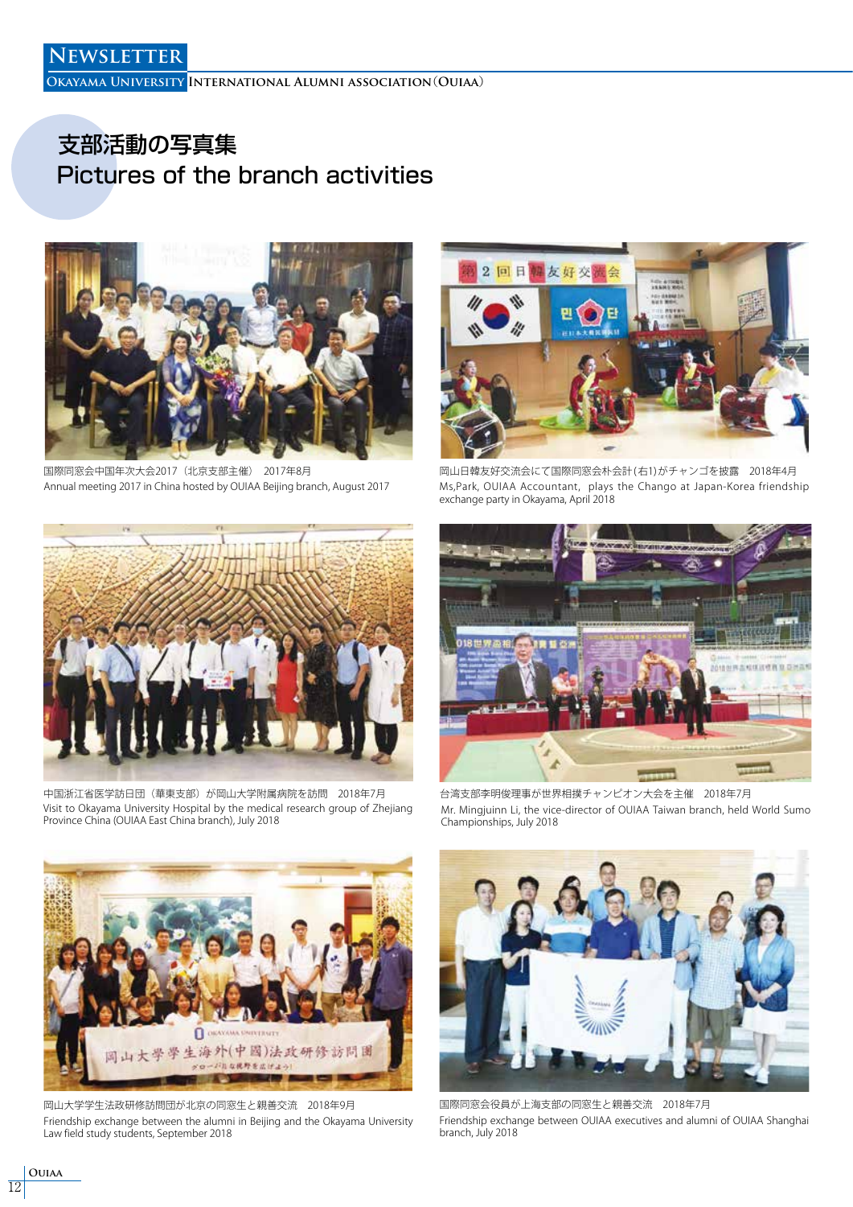# 支部活動の写真集
# Pictures of the branch activities

国際同窓会中国年次大会2017（北京支部主催） 2017年8月
Annual meeting 2017 in China hosted by OUIAA Beijing branch, August 2017

岡山日韓友好交流会にて国際同窓会朴会計(右1)がチャンゴを披露 2018年4月
Ms,Park, OUIAA Accountant, plays the Chango at Japan-Korea friendship exchange party in Okayama, April 2018

中国浙江省医学訪日団（華東支部）が岡山大学附属病院を訪問 2018年7月
Visit to Okayama University Hospital by the medical research group of Zhejiang Province China (OUIAA East China branch), July 2018

台湾支部李明俊理事が世界相撲チャンピオン大会を主催 2018年7月
Mr. Mingjuinn Li, the vice-director of OUIAA Taiwan branch, held World Sumo Championships, July 2018

岡山大学学生法政研修訪問団が北京の同窓生と親善交流 2018年9月
Friendship exchange between the alumni in Beijing and the Okayama University Law field study students, September 2018

国際同窓会役員が上海支部の同窓生と親善交流 2018年7月
Friendship exchange between OUIAA executives and alumni of OUIAA Shanghai branch, July 2018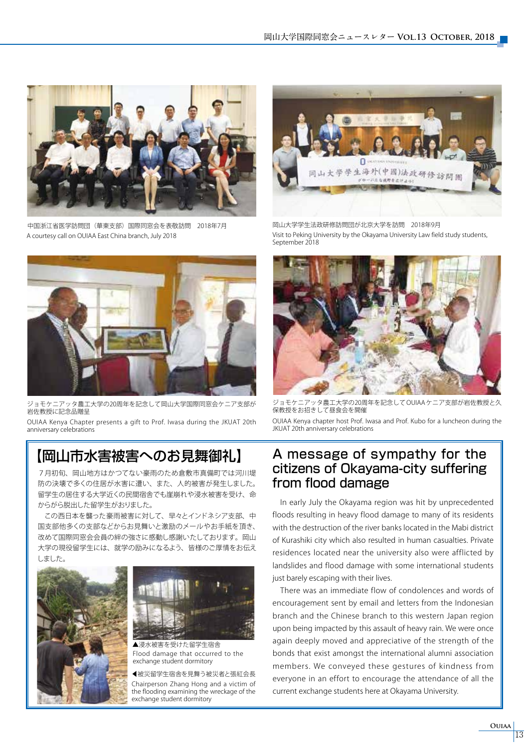中国浙江省医学訪問団（華東支部）国際同窓会を表敬訪問　2018年7月
A courtesy call on OUIAA East China branch, July 2018

岡山大学学生法政研修訪問団が北京大学を訪問　2018年9月
Visit to Peking University by the Okayama University Law field study students, September 2018

ジョモケニアッタ農工大学の20周年を記念して岡山大学国際同窓会ケニア支部が岩佐教授に記念品贈呈
OUIAA Kenya Chapter presents a gift to Prof. Iwasa during the JKUAT 20th anniversary celebrations

ジョモケニアッタ農工大学の20周年を記念してOUIAAケニア支部が岩佐教授と久保教授をお招きして昼食会を開催
OUIAA Kenya chapter host Prof. Iwasa and Prof. Kubo for a luncheon during the JKUAT 20th anniversary celebrations

## 【岡山市水害被害へのお見舞御礼】

７月初旬、岡山地方はかつてない豪雨のため倉敷市真備町では河川堤防の決壊で多くの住居が水害に遭い、また、人的被害が発生しました。留学生の居住する大学近くの民間宿舎でも崖崩れや浸水被害を受け、命からがら脱出した留学生がおりました。

この西日本を襲った豪雨被害に対して、早々とインドネシア支部、中国支部他多くの支部などからお見舞いと激励のメールやお手紙を頂き、改めて国際同窓会会員の絆の強さに感動し感謝いたしております。岡山大学の現役留学生には、就学の励みになるよう、皆様のご厚情をお伝えしました。

▲浸水被害を受けた留学生宿舎
Flood damage that occurred to the exchange student dormitory

◀被災留学生宿舎を見舞う被災者と張紅会長
Chairperson Zhang Hong and a victim of the flooding examining the wreckage of the exchange student dormitory

## A message of sympathy for the citizens of Okayama-city suffering from flood damage

In early July the Okayama region was hit by unprecedented floods resulting in heavy flood damage to many of its residents with the destruction of the river banks located in the Mabi district of Kurashiki city which also resulted in human casualties. Private residences located near the university also were afflicted by landslides and flood damage with some international students just barely escaping with their lives.

There was an immediate flow of condolences and words of encouragement sent by email and letters from the Indonesian branch and the Chinese branch to this western Japan region upon being impacted by this assault of heavy rain. We were once again deeply moved and appreciative of the strength of the bonds that exist amongst the international alumni association members. We conveyed these gestures of kindness from everyone in an effort to encourage the attendance of all the current exchange students here at Okayama University.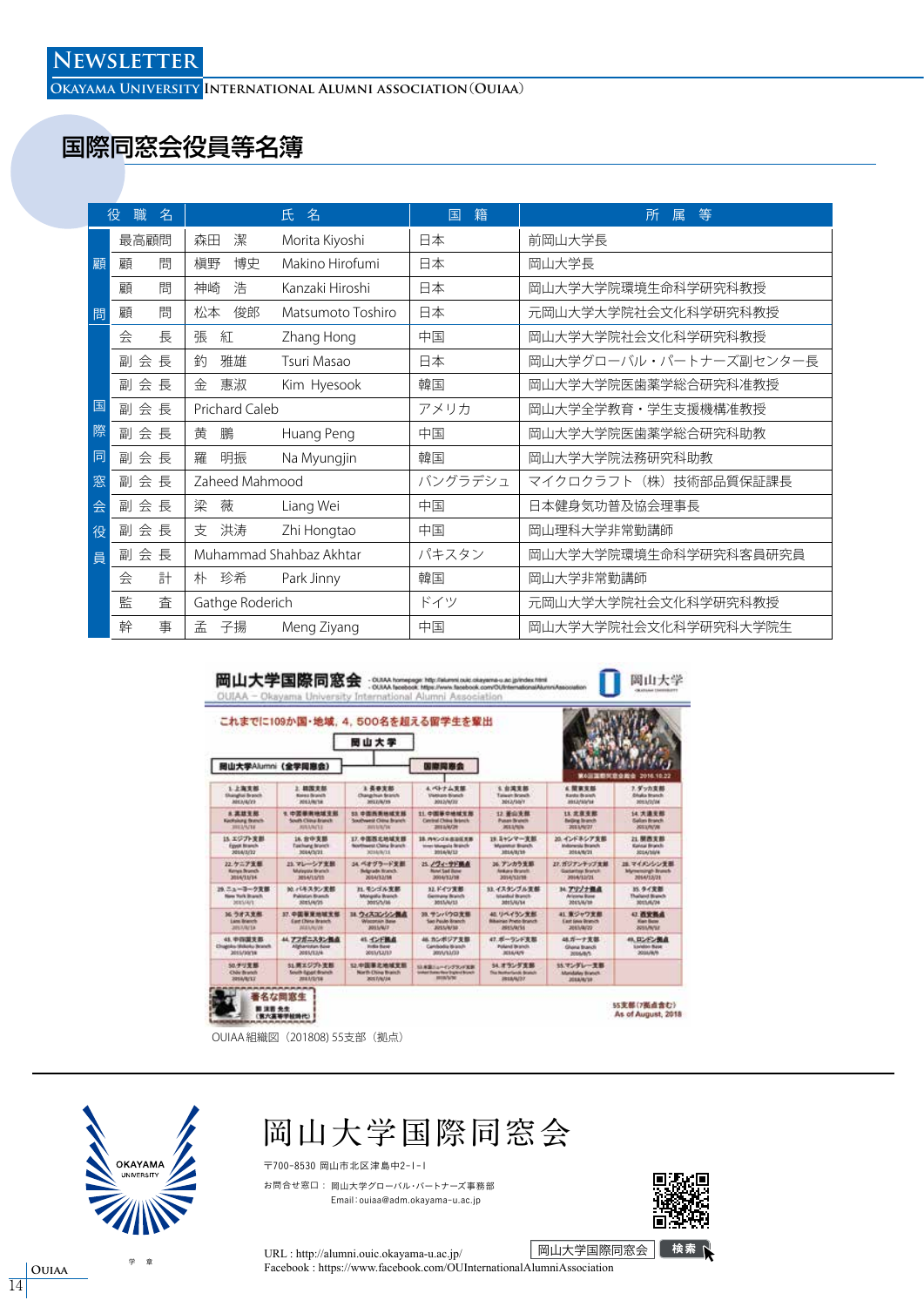# 国際同窓会役員等名簿

| | 役職名 | 氏名 | | 国籍 | 所属等 |
|---|---|---|---|---|---|
| 顧問 | 最高顧問 | 森田 潔 | Morita Kiyoshi | 日本 | 前岡山大学長 |
| | 顧問 | 槇野 博史 | Makino Hirofumi | 日本 | 岡山大学長 |
| | 顧問 | 神崎 浩 | Kanzaki Hiroshi | 日本 | 岡山大学大学院環境生命科学研究科教授 |
| | 顧問 | 松本 俊郎 | Matsumoto Toshiro | 日本 | 元岡山大学大学院社会文化科学研究科教授 |
| 国際同窓会役員 | 会長 | 張 紅 | Zhang Hong | 中国 | 岡山大学大学院社会文化科学研究科教授 |
| | 副会長 | 釣 雅雄 | Tsuri Masao | 日本 | 岡山大学グローバル・パートナーズ副センター長 |
| | 副会長 | 金 惠淑 | Kim Hyesook | 韓国 | 岡山大学大学院医歯薬学総合研究科准教授 |
| | 副会長 | Prichard Caleb | | アメリカ | 岡山大学全学教育・学生支援機構准教授 |
| | 副会長 | 黄 鵬 | Huang Peng | 中国 | 岡山大学大学院医歯薬学総合研究科助教 |
| | 副会長 | 羅 明振 | Na Myungjin | 韓国 | 岡山大学大学院法務研究科助教 |
| | 副会長 | Zaheed Mahmood | | バングラデシュ | マイクロクラフト（株）技術部品質保証課長 |
| | 副会長 | 梁 薇 | Liang Wei | 中国 | 日本健身気功普及協会理事長 |
| | 副会長 | 支 洪涛 | Zhi Hongtao | 中国 | 岡山理科大学非常勤講師 |
| | 副会長 | Muhammad Shahbaz Akhtar | | パキスタン | 岡山大学大学院環境生命科学研究科客員研究員 |
| | 会計 | 朴 珍希 | Park Jinny | 韓国 | 岡山大学非常勤講師 |
| | 監査 | Gathge Roderich | | ドイツ | 元岡山大学大学院社会文化科学研究科教授 |
| | 幹事 | 孟 子揚 | Meng Ziyang | 中国 | 岡山大学大学院社会文化科学研究科大学院生 |

岡山大学国際同窓会
OUIAA – Okayama University International Alumni Association
これまでに109か国・地域，4，500名を超える留学生を輩出
55支部(7拠点含む) As of August, 2018

OUIAA 組織図（201808）55支部（拠点）

# 岡山大学国際同窓会

〒700-8530 岡山市北区津島中2-1-1

お問合せ窓口： 岡山大学グローバル・パートナーズ事務部
Email：ouiaa@adm.okayama-u.ac.jp

URL：http://alumni.ouic.okayama-u.ac.jp/
Facebook：https://www.facebook.com/OUInternationalAlumniAssociation

岡山大学国際同窓会 検索